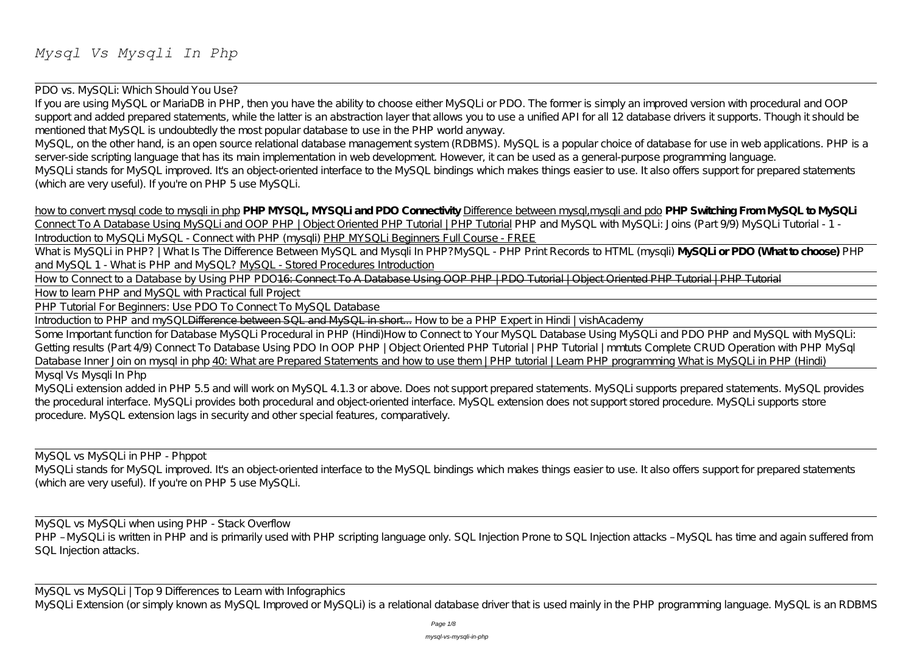# *Mysql Vs Mysqli In Php*

PDO vs. MySQLi: Which Should You Use?

If you are using MySQL or MariaDB in PHP, then you have the ability to choose either MySQLi or PDO. The former is simply an improved version with procedural and OOP support and added prepared statements, while the latter is an abstraction layer that allows you to use a unified API for all 12 database drivers it supports. Though it should be mentioned that MySQL is undoubtedly the most popular database to use in the PHP world anyway.

MySQL, on the other hand, is an open source relational database management system (RDBMS). MySQL is a popular choice of database for use in web applications. PHP is a server-side scripting language that has its main implementation in web development. However, it can be used as a general-purpose programming language.

MySQLi stands for MySQL improved. It's an object-oriented interface to the MySQL bindings which makes things easier to use. It also offers support for prepared statements (which are very useful). If you're on PHP 5 use MySQLi.

how to convert mysql code to mysqli in php **PHP MYSQL, MYSQLi and PDO Connectivity** Difference between mysql,mysqli and pdo **PHP Switching From MySQL to MySQLi** Connect To A Database Using MySQLi and OOP PHP | Object Oriented PHP Tutorial | PHP Tutorial *PHP and MySQL with MySQLi: Joins (Part 9/9)* *MySQLi Tutorial - 1 - Introduction to MySQLi* *MySQL - Connect with PHP (mysqli)* PHP MYSQLi Beginners Full Course - FREE

What is MySQLi in PHP? | What Is The Difference Between MySQL and Mysqli In PHP? *MySQL - PHP Print Records to HTML (mysqli)* **MySQLi or PDO (What to choose)** *PHP and MySQL 1 - What is PHP and MySQL?* MySQL - Stored Procedures Introduction

How to Connect to a Database by Using PHP PDO ~~16: Connect To A Database Using OOP PHP | PDO Tutorial | Object Oriented PHP Tutorial | PHP Tutorial~~

How to learn PHP and MySQL with Practical full Project

PHP Tutorial For Beginners: Use PDO To Connect To MySQL Database

Introduction to PHP and mySQL ~~Difference between SQL and MySQL in short...~~ *How to be a PHP Expert in Hindi | vishAcademy*

Some Important function for Database MySQLi Procedural in PHP (Hindi) *How to Connect to Your MySQL Database Using MySQLi and PDO* *PHP and MySQL with MySQLi: Getting results (Part 4/9)* Connect To Database Using PDO In OOP PHP | Object Oriented PHP Tutorial | PHP Tutorial | mmtuts *Complete CRUD Operation with PHP MySql Database* *Inner Join on mysql in php* 40: What are Prepared Statements and how to use them | PHP tutorial | Learn PHP programming What is MySQLi in PHP (Hindi)

Mysql Vs Mysqli In Php

MySQLi extension added in PHP 5.5 and will work on MySQL 4.1.3 or above. Does not support prepared statements. MySQLi supports prepared statements. MySQL provides the procedural interface. MySQLi provides both procedural and object-oriented interface. MySQL extension does not support stored procedure. MySQLi supports store procedure. MySQL extension lags in security and other special features, comparatively.

MySQL vs MySQLi in PHP - Phppot

MySQLi stands for MySQL improved. It's an object-oriented interface to the MySQL bindings which makes things easier to use. It also offers support for prepared statements (which are very useful). If you're on PHP 5 use MySQLi.

MySQL vs MySQLi when using PHP - Stack Overflow

PHP – MySQLi is written in PHP and is primarily used with PHP scripting language only. SQL Injection Prone to SQL Injection attacks – MySQL has time and again suffered from SQL Injection attacks.

MySQL vs MySQLi | Top 9 Differences to Learn with Infographics

MySQLi Extension (or simply known as MySQL Improved or MySQLi) is a relational database driver that is used mainly in the PHP programming language. MySQL is an RDBMS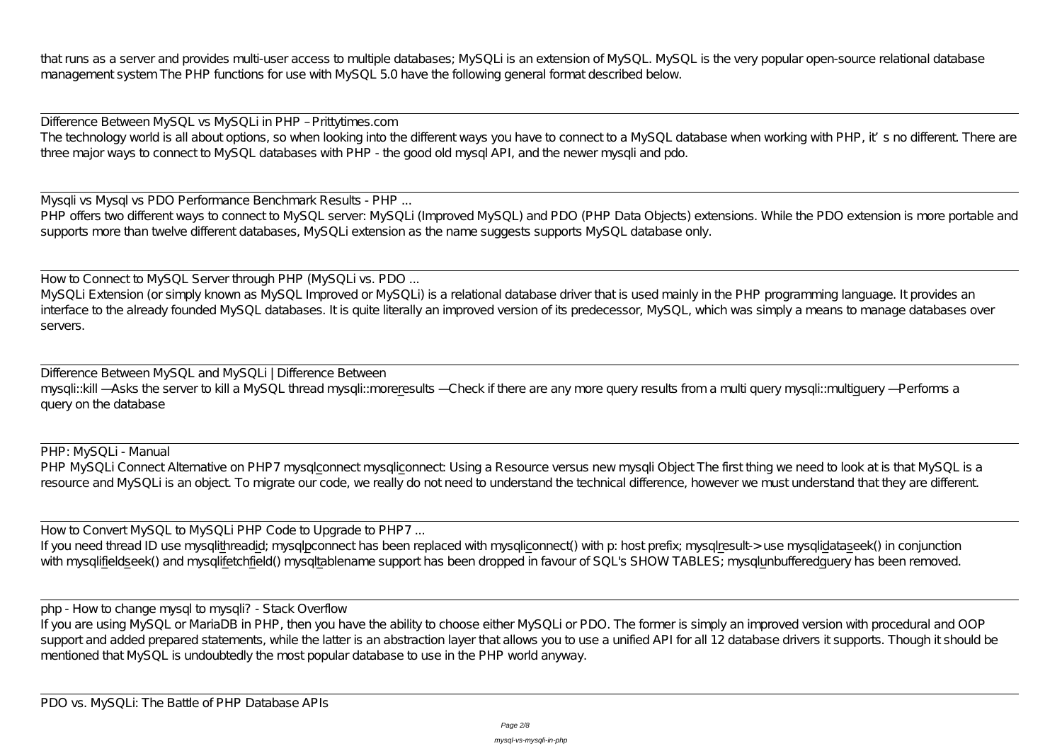that runs as a server and provides multi-user access to multiple databases; MySQLi is an extension of MySQL. MySQL is the very popular open-source relational database management system The PHP functions for use with MySQL 5.0 have the following general format described below.

Difference Between MySQL vs MySQLi in PHP – Prittytimes.com
The technology world is all about options, so when looking into the different ways you have to connect to a MySQL database when working with PHP, it's no different. There are three major ways to connect to MySQL databases with PHP - the good old mysql API, and the newer mysqli and pdo.

Mysqli vs Mysql vs PDO Performance Benchmark Results - PHP ...
PHP offers two different ways to connect to MySQL server: MySQLi (Improved MySQL) and PDO (PHP Data Objects) extensions. While the PDO extension is more portable and supports more than twelve different databases, MySQLi extension as the name suggests supports MySQL database only.

How to Connect to MySQL Server through PHP (MySQLi vs. PDO ...
MySQLi Extension (or simply known as MySQL Improved or MySQLi) is a relational database driver that is used mainly in the PHP programming language. It provides an interface to the already founded MySQL databases. It is quite literally an improved version of its predecessor, MySQL, which was simply a means to manage databases over servers.

Difference Between MySQL and MySQLi | Difference Between
mysqli::kill — Asks the server to kill a MySQL thread mysqli::more_results — Check if there are any more query results from a multi query mysqli::multi_query — Performs a query on the database

PHP: MySQLi - Manual
PHP MySQLi Connect Alternative on PHP7 mysql_connect mysqli_connect: Using a Resource versus new mysqli Object The first thing we need to look at is that MySQL is a resource and MySQLi is an object. To migrate our code, we really do not need to understand the technical difference, however we must understand that they are different.

How to Convert MySQL to MySQLi PHP Code to Upgrade to PHP7 ...
If you need thread ID use mysqli_thread_id; mysql_pconnect has been replaced with mysqli_connect() with p: host prefix; mysql_result-> use mysqli_data_seek() in conjunction with mysqli_field_seek() and mysqli_fetch_field() mysql_tablename support has been dropped in favour of SQL's SHOW TABLES; mysql_unbuffered_query has been removed.

php - How to change mysql to mysqli? - Stack Overflow
If you are using MySQL or MariaDB in PHP, then you have the ability to choose either MySQLi or PDO. The former is simply an improved version with procedural and OOP support and added prepared statements, while the latter is an abstraction layer that allows you to use a unified API for all 12 database drivers it supports. Though it should be mentioned that MySQL is undoubtedly the most popular database to use in the PHP world anyway.

PDO vs. MySQLi: The Battle of PHP Database APIs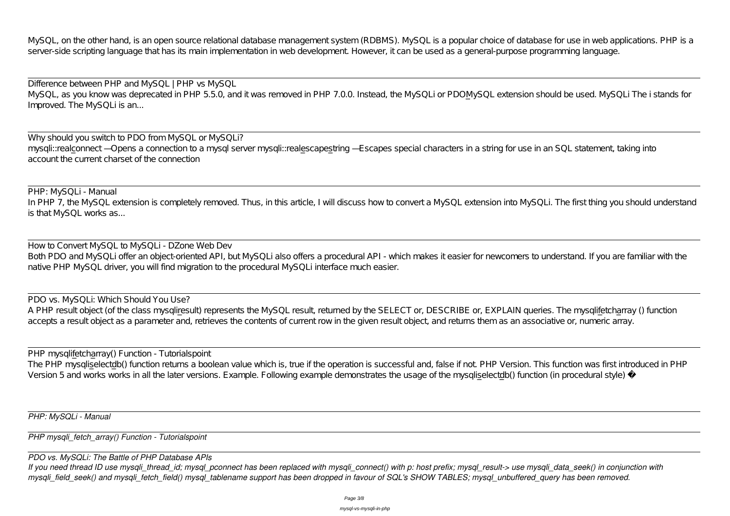MySQL, on the other hand, is an open source relational database management system (RDBMS). MySQL is a popular choice of database for use in web applications. PHP is a server-side scripting language that has its main implementation in web development. However, it can be used as a general-purpose programming language.

Difference between PHP and MySQL | PHP vs MySQL
MySQL, as you know was deprecated in PHP 5.5.0, and it was removed in PHP 7.0.0. Instead, the MySQLi or PDO_MySQL extension should be used. MySQLi The i stands for Improved. The MySQLi is an...

Why should you switch to PDO from MySQL or MySQLi?
mysqli::real_connect — Opens a connection to a mysql server mysqli::real_escape_string — Escapes special characters in a string for use in an SQL statement, taking into account the current charset of the connection

PHP: MySQLi - Manual
In PHP 7, the MySQL extension is completely removed. Thus, in this article, I will discuss how to convert a MySQL extension into MySQLi. The first thing you should understand is that MySQL works as...

How to Convert MySQL to MySQLi - DZone Web Dev
Both PDO and MySQLi offer an object-oriented API, but MySQLi also offers a procedural API - which makes it easier for newcomers to understand. If you are familiar with the native PHP MySQL driver, you will find migration to the procedural MySQLi interface much easier.

PDO vs. MySQLi: Which Should You Use?
A PHP result object (of the class mysqli_result) represents the MySQL result, returned by the SELECT or, DESCRIBE or, EXPLAIN queries. The mysqli_fetch_array () function accepts a result object as a parameter and, retrieves the contents of current row in the given result object, and returns them as an associative or, numeric array.

PHP mysqli_fetch_array() Function - Tutorialspoint
The PHP mysqli_select_db() function returns a boolean value which is, true if the operation is successful and, false if not. PHP Version. This function was first introduced in PHP Version 5 and works works in all the later versions. Example. Following example demonstrates the usage of the mysqli_select_db() function (in procedural style) �

*PHP: MySQLi - Manual*

*PHP mysqli_fetch_array() Function - Tutorialspoint*

*PDO vs. MySQLi: The Battle of PHP Database APIs*
*If you need thread ID use mysqli_thread_id; mysql_pconnect has been replaced with mysqli_connect() with p: host prefix; mysql_result-> use mysqli_data_seek() in conjunction with mysqli_field_seek() and mysqli_fetch_field() mysql_tablename support has been dropped in favour of SQL's SHOW TABLES; mysql_unbuffered_query has been removed.*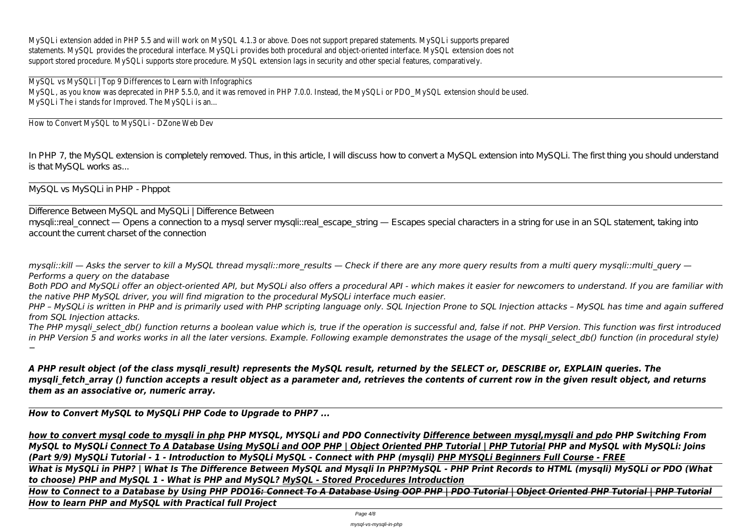MySQLi extension added in PHP 5.5 and will work on MySQL 4.1.3 or above. Does not support prepared statements. MySQLi supports prepared statements. MySQL provides the procedural interface. MySQLi provides both procedural and object-oriented interface. MySQL extension does not support stored procedure. MySQLi supports store procedure. MySQL extension lags in security and other special features, comparatively.

---

MySQL vs MySQLi | Top 9 Differences to Learn with Infographics
MySQL, as you know was deprecated in PHP 5.5.0, and it was removed in PHP 7.0.0. Instead, the MySQLi or PDO_MySQL extension should be used. MySQLi The i stands for Improved. The MySQLi is an...

---

How to Convert MySQL to MySQLi - DZone Web Dev

In PHP 7, the MySQL extension is completely removed. Thus, in this article, I will discuss how to convert a MySQL extension into MySQLi. The first thing you should understand is that MySQL works as...

---

MySQL vs MySQLi in PHP - Phppot

---

Difference Between MySQL and MySQLi | Difference Between
mysqli::real_connect — Opens a connection to a mysql server mysqli::real_escape_string — Escapes special characters in a string for use in an SQL statement, taking into account the current charset of the connection

*mysqli::kill — Asks the server to kill a MySQL thread mysqli::more_results — Check if there are any more query results from a multi query mysqli::multi_query — Performs a query on the database*

*Both PDO and MySQLi offer an object-oriented API, but MySQLi also offers a procedural API - which makes it easier for newcomers to understand. If you are familiar with the native PHP MySQL driver, you will find migration to the procedural MySQLi interface much easier.*

*PHP – MySQLi is written in PHP and is primarily used with PHP scripting language only. SQL Injection Prone to SQL Injection attacks – MySQL has time and again suffered from SQL Injection attacks.*

*The PHP mysqli_select_db() function returns a boolean value which is, true if the operation is successful and, false if not. PHP Version. This function was first introduced in PHP Version 5 and works works in all the later versions. Example. Following example demonstrates the usage of the mysqli_select_db() function (in procedural style) −*

***A PHP result object (of the class mysqli_result) represents the MySQL result, returned by the SELECT or, DESCRIBE or, EXPLAIN queries. The mysqli_fetch_array () function accepts a result object as a parameter and, retrieves the contents of current row in the given result object, and returns them as an associative or, numeric array.***

---

***How to Convert MySQL to MySQLi PHP Code to Upgrade to PHP7 ...***

***how to convert mysql code to mysqli in php PHP MYSQL, MYSQLi and PDO Connectivity Difference between mysql,mysqli and pdo PHP Switching From MySQL to MySQLi Connect To A Database Using MySQLi and OOP PHP | Object Oriented PHP Tutorial | PHP Tutorial PHP and MySQL with MySQLi: Joins (Part 9/9) MySQLi Tutorial - 1 - Introduction to MySQLi MySQL - Connect with PHP (mysqli) PHP MYSQLi Beginners Full Course - FREE***

***What is MySQLi in PHP? | What Is The Difference Between MySQL and Mysqli In PHP?MySQL - PHP Print Records to HTML (mysqli) MySQLi or PDO (What to choose) PHP and MySQL 1 - What is PHP and MySQL? MySQL - Stored Procedures Introduction***

***How to Connect to a Database by Using PHP PDO~~16: Connect To A Database Using OOP PHP | PDO Tutorial | Object Oriented PHP Tutorial | PHP Tutorial~~***

***How to learn PHP and MySQL with Practical full Project***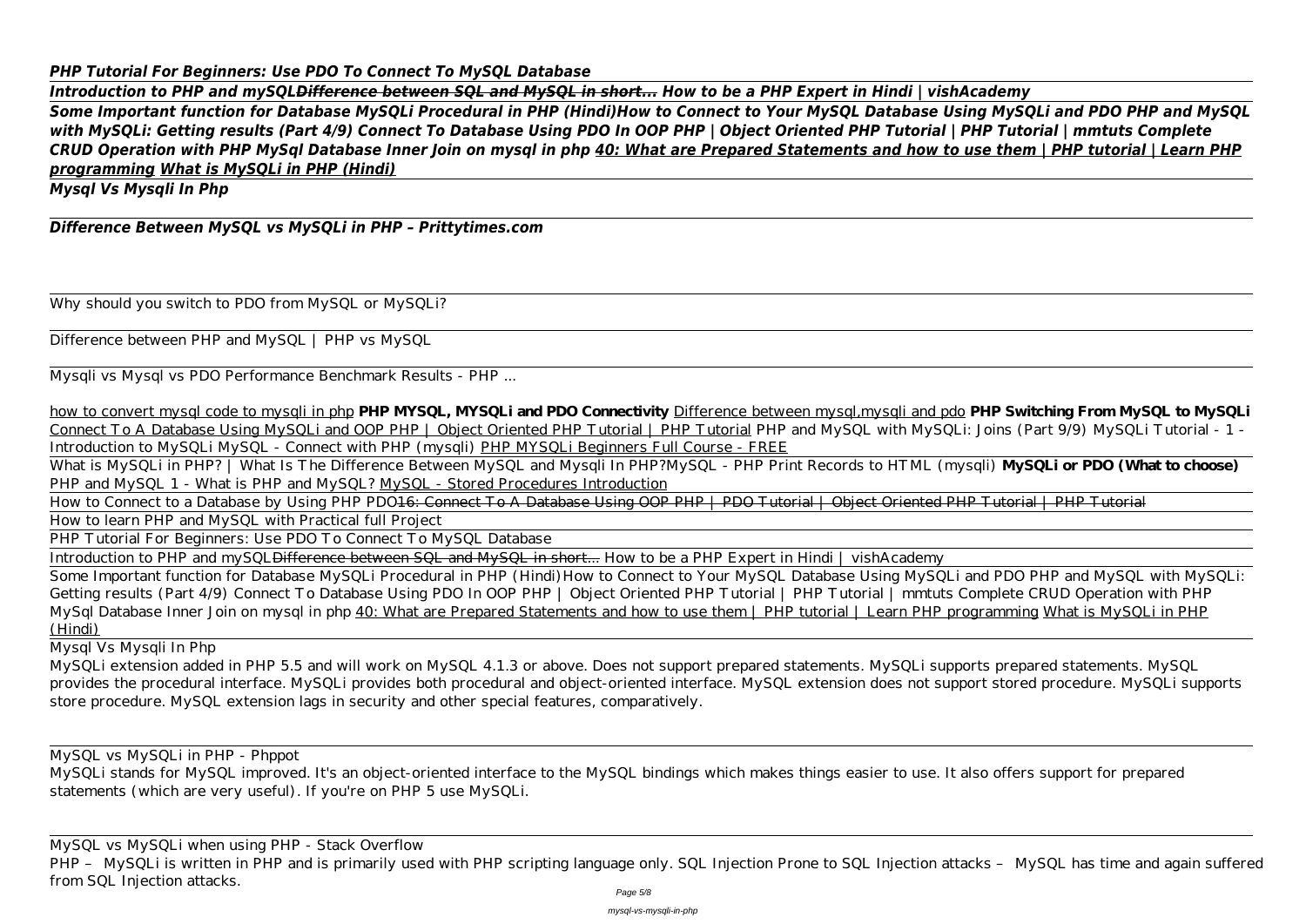***PHP Tutorial For Beginners: Use PDO To Connect To MySQL Database***

***Introduction to PHP and mySQL~~Difference between SQL and MySQL in short...~~ How to be a PHP Expert in Hindi | vishAcademy***

***Some Important function for Database MySQLi Procedural in PHP (Hindi)How to Connect to Your MySQL Database Using MySQLi and PDO PHP and MySQL with MySQLi: Getting results (Part 4/9) Connect To Database Using PDO In OOP PHP | Object Oriented PHP Tutorial | PHP Tutorial | mmtuts Complete CRUD Operation with PHP MySql Database Inner Join on mysql in php 40: What are Prepared Statements and how to use them | PHP tutorial | Learn PHP programming What is MySQLi in PHP (Hindi)***

***Mysql Vs Mysqli In Php***

***Difference Between MySQL vs MySQLi in PHP – Prittytimes.com***

Why should you switch to PDO from MySQL or MySQLi?

Difference between PHP and MySQL | PHP vs MySQL

Mysqli vs Mysql vs PDO Performance Benchmark Results - PHP ...

how to convert mysql code to mysqli in php **PHP MYSQL, MYSQLi and PDO Connectivity** Difference between mysql,mysqli and pdo **PHP Switching From MySQL to MySQLi** Connect To A Database Using MySQLi and OOP PHP | Object Oriented PHP Tutorial | PHP Tutorial PHP and MySQL with MySQLi: Joins (Part 9/9) MySQLi Tutorial - 1 - Introduction to MySQLi MySQL - Connect with PHP (mysqli) PHP MYSQLi Beginners Full Course - FREE

What is MySQLi in PHP? | What Is The Difference Between MySQL and Mysqli In PHP?MySQL - PHP Print Records to HTML (mysqli) **MySQLi or PDO (What to choose)** PHP and MySQL 1 - What is PHP and MySQL? MySQL - Stored Procedures Introduction

How to Connect to a Database by Using PHP PDO~~16: Connect To A Database Using OOP PHP | PDO Tutorial | Object Oriented PHP Tutorial | PHP Tutorial~~

How to learn PHP and MySQL with Practical full Project

PHP Tutorial For Beginners: Use PDO To Connect To MySQL Database

Introduction to PHP and mySQL~~Difference between SQL and MySQL in short...~~ How to be a PHP Expert in Hindi | vishAcademy

Some Important function for Database MySQLi Procedural in PHP (Hindi)How to Connect to Your MySQL Database Using MySQLi and PDO PHP and MySQL with MySQLi: Getting results (Part 4/9) Connect To Database Using PDO In OOP PHP | Object Oriented PHP Tutorial | PHP Tutorial | mmtuts Complete CRUD Operation with PHP MySql Database Inner Join on mysql in php 40: What are Prepared Statements and how to use them | PHP tutorial | Learn PHP programming What is MySQLi in PHP (Hindi)

Mysql Vs Mysqli In Php

MySQLi extension added in PHP 5.5 and will work on MySQL 4.1.3 or above. Does not support prepared statements. MySQLi supports prepared statements. MySQL provides the procedural interface. MySQLi provides both procedural and object-oriented interface. MySQL extension does not support stored procedure. MySQLi supports store procedure. MySQL extension lags in security and other special features, comparatively.

MySQL vs MySQLi in PHP - Phppot

MySQLi stands for MySQL improved. It's an object-oriented interface to the MySQL bindings which makes things easier to use. It also offers support for prepared statements (which are very useful). If you're on PHP 5 use MySQLi.

MySQL vs MySQLi when using PHP - Stack Overflow

PHP – MySQLi is written in PHP and is primarily used with PHP scripting language only. SQL Injection Prone to SQL Injection attacks – MySQL has time and again suffered from SQL Injection attacks.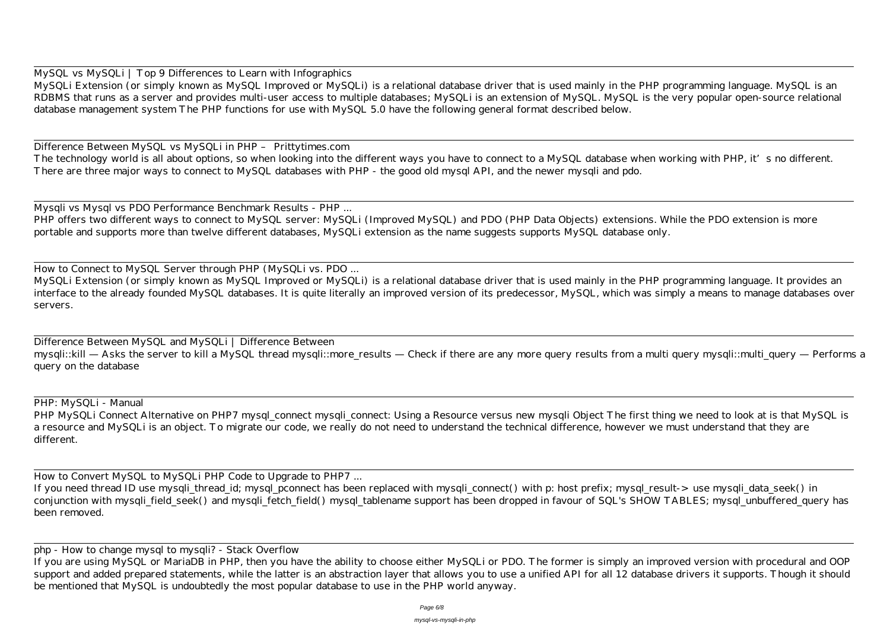MySQL vs MySQLi | Top 9 Differences to Learn with Infographics

MySQLi Extension (or simply known as MySQL Improved or MySQLi) is a relational database driver that is used mainly in the PHP programming language. MySQL is an RDBMS that runs as a server and provides multi-user access to multiple databases; MySQLi is an extension of MySQL. MySQL is the very popular open-source relational database management system The PHP functions for use with MySQL 5.0 have the following general format described below.

Difference Between MySQL vs MySQLi in PHP – Prittytimes.com

The technology world is all about options, so when looking into the different ways you have to connect to a MySQL database when working with PHP, it's no different. There are three major ways to connect to MySQL databases with PHP - the good old mysql API, and the newer mysqli and pdo.

Mysqli vs Mysql vs PDO Performance Benchmark Results - PHP ...

PHP offers two different ways to connect to MySQL server: MySQLi (Improved MySQL) and PDO (PHP Data Objects) extensions. While the PDO extension is more portable and supports more than twelve different databases, MySQLi extension as the name suggests supports MySQL database only.

How to Connect to MySQL Server through PHP (MySQLi vs. PDO ...

MySQLi Extension (or simply known as MySQL Improved or MySQLi) is a relational database driver that is used mainly in the PHP programming language. It provides an interface to the already founded MySQL databases. It is quite literally an improved version of its predecessor, MySQL, which was simply a means to manage databases over servers.

Difference Between MySQL and MySQLi | Difference Between

mysqli::kill — Asks the server to kill a MySQL thread mysqli::more_results — Check if there are any more query results from a multi query mysqli::multi_query — Performs a query on the database

PHP: MySQLi - Manual

PHP MySQLi Connect Alternative on PHP7 mysql_connect mysqli_connect: Using a Resource versus new mysqli Object The first thing we need to look at is that MySQL is a resource and MySQLi is an object. To migrate our code, we really do not need to understand the technical difference, however we must understand that they are different.

How to Convert MySQL to MySQLi PHP Code to Upgrade to PHP7 ...

If you need thread ID use mysqli_thread_id; mysql_pconnect has been replaced with mysqli_connect() with p: host prefix; mysql_result-> use mysqli_data_seek() in conjunction with mysqli_field_seek() and mysqli_fetch_field() mysql_tablename support has been dropped in favour of SQL's SHOW TABLES; mysql_unbuffered_query has been removed.

php - How to change mysql to mysqli? - Stack Overflow

If you are using MySQL or MariaDB in PHP, then you have the ability to choose either MySQLi or PDO. The former is simply an improved version with procedural and OOP support and added prepared statements, while the latter is an abstraction layer that allows you to use a unified API for all 12 database drivers it supports. Though it should be mentioned that MySQL is undoubtedly the most popular database to use in the PHP world anyway.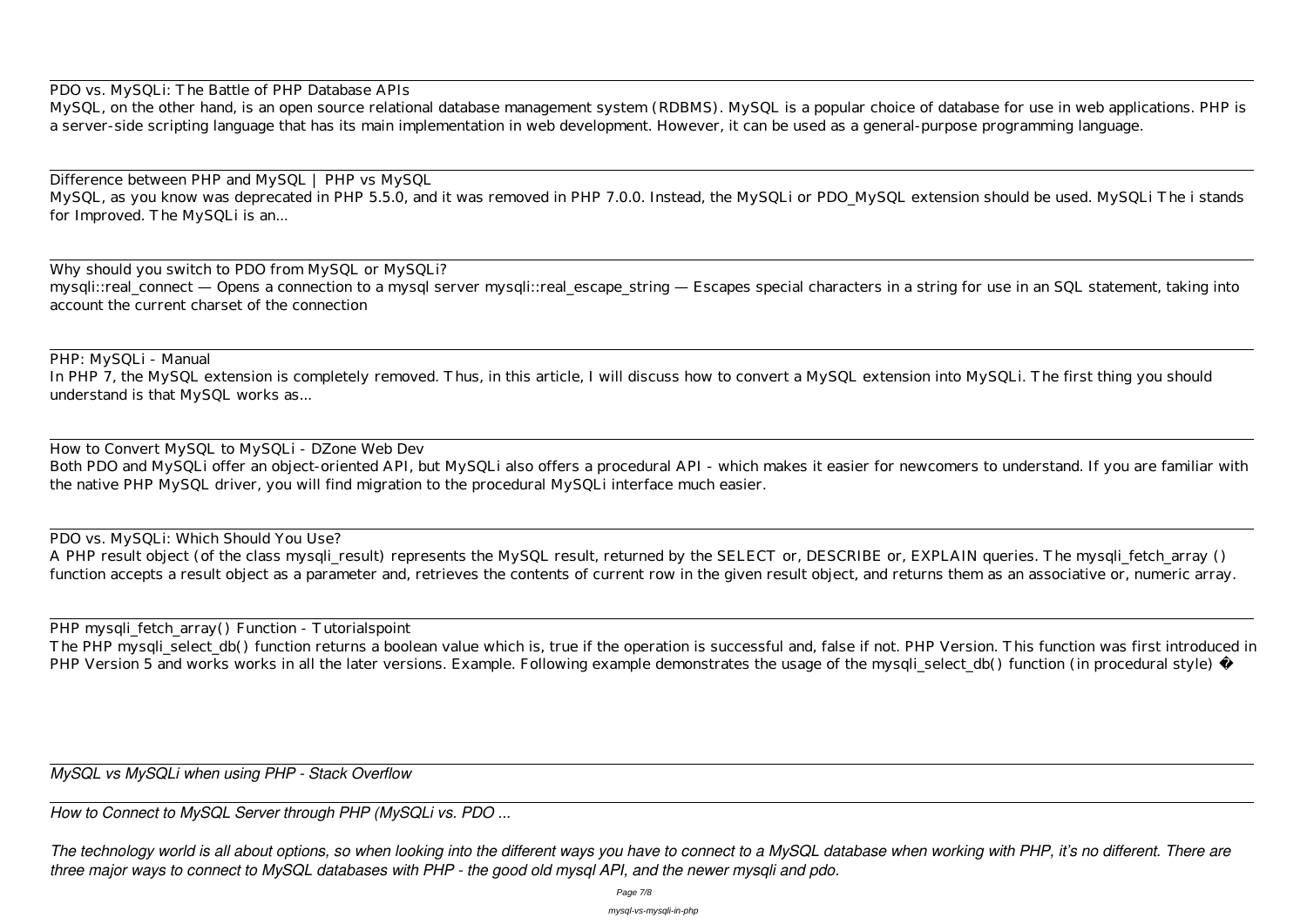PDO vs. MySQLi: The Battle of PHP Database APIs

MySQL, on the other hand, is an open source relational database management system (RDBMS). MySQL is a popular choice of database for use in web applications. PHP is a server-side scripting language that has its main implementation in web development. However, it can be used as a general-purpose programming language.

Difference between PHP and MySQL | PHP vs MySQL

MySQL, as you know was deprecated in PHP 5.5.0, and it was removed in PHP 7.0.0. Instead, the MySQLi or PDO_MySQL extension should be used. MySQLi The i stands for Improved. The MySQLi is an...

Why should you switch to PDO from MySQL or MySQLi?

mysqli::real_connect — Opens a connection to a mysql server mysqli::real_escape_string — Escapes special characters in a string for use in an SQL statement, taking into account the current charset of the connection

PHP: MySQLi - Manual

In PHP 7, the MySQL extension is completely removed. Thus, in this article, I will discuss how to convert a MySQL extension into MySQLi. The first thing you should understand is that MySQL works as...

How to Convert MySQL to MySQLi - DZone Web Dev

Both PDO and MySQLi offer an object-oriented API, but MySQLi also offers a procedural API - which makes it easier for newcomers to understand. If you are familiar with the native PHP MySQL driver, you will find migration to the procedural MySQLi interface much easier.

PDO vs. MySQLi: Which Should You Use?

A PHP result object (of the class mysqli_result) represents the MySQL result, returned by the SELECT or, DESCRIBE or, EXPLAIN queries. The mysqli_fetch_array () function accepts a result object as a parameter and, retrieves the contents of current row in the given result object, and returns them as an associative or, numeric array.

PHP mysqli_fetch_array() Function - Tutorialspoint

The PHP mysqli_select_db() function returns a boolean value which is, true if the operation is successful and, false if not. PHP Version. This function was first introduced in PHP Version 5 and works works in all the later versions. Example. Following example demonstrates the usage of the mysqli_select_db() function (in procedural style) �

*MySQL vs MySQLi when using PHP - Stack Overflow*

*How to Connect to MySQL Server through PHP (MySQLi vs. PDO ...*

*The technology world is all about options, so when looking into the different ways you have to connect to a MySQL database when working with PHP, it's no different. There are three major ways to connect to MySQL databases with PHP - the good old mysql API, and the newer mysqli and pdo.*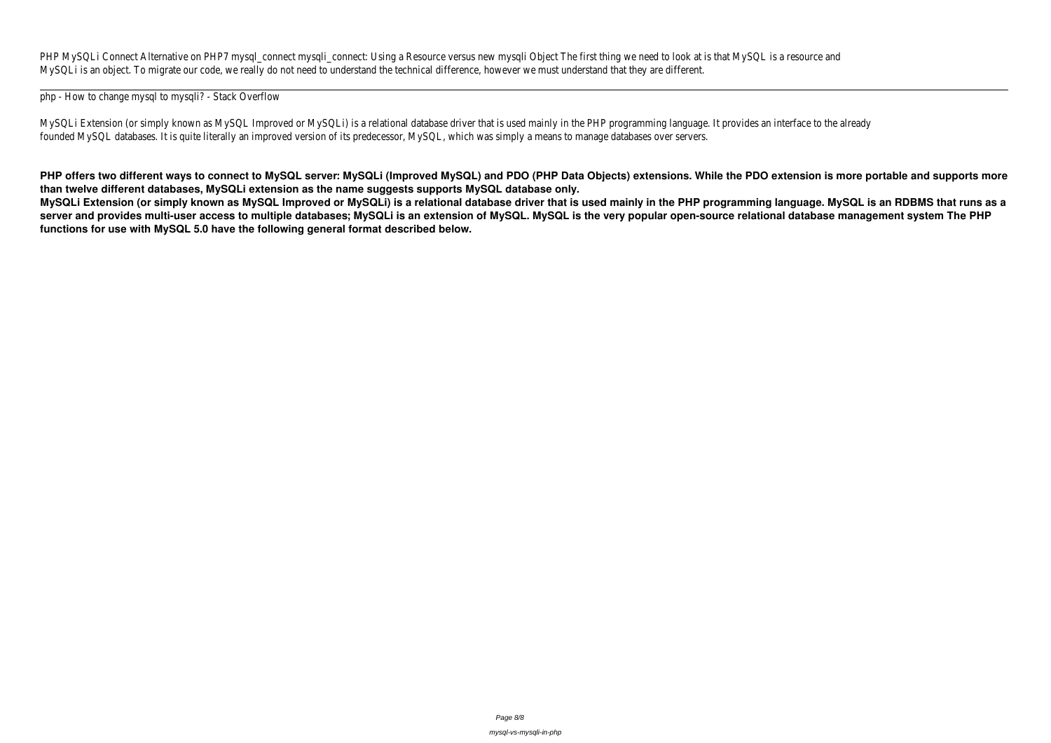PHP MySQLi Connect Alternative on PHP7 mysql_connect mysqli_connect: Using a Resource versus new mysqli Object The first thing we need to look at is that MySQL is a resource and MySQLi is an object. To migrate our code, we really do not need to understand the technical difference, however we must understand that they are different.

---

php - How to change mysql to mysqli? - Stack Overflow

MySQLi Extension (or simply known as MySQL Improved or MySQLi) is a relational database driver that is used mainly in the PHP programming language. It provides an interface to the already founded MySQL databases. It is quite literally an improved version of its predecessor, MySQL, which was simply a means to manage databases over servers.

**PHP offers two different ways to connect to MySQL server: MySQLi (Improved MySQL) and PDO (PHP Data Objects) extensions. While the PDO extension is more portable and supports more than twelve different databases, MySQLi extension as the name suggests supports MySQL database only.**

**MySQLi Extension (or simply known as MySQL Improved or MySQLi) is a relational database driver that is used mainly in the PHP programming language. MySQL is an RDBMS that runs as a server and provides multi-user access to multiple databases; MySQLi is an extension of MySQL. MySQL is the very popular open-source relational database management system The PHP functions for use with MySQL 5.0 have the following general format described below.**